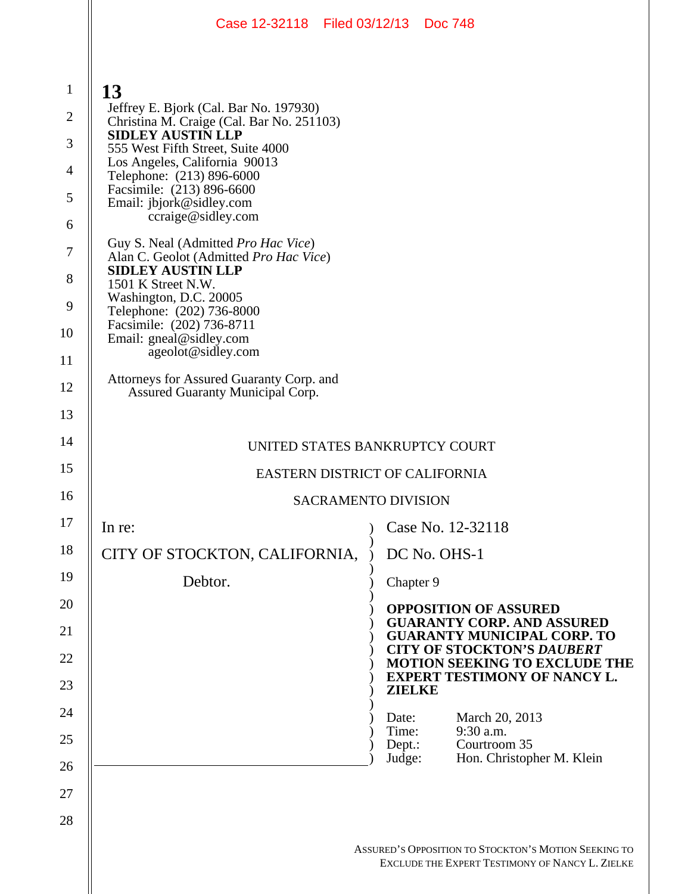**13**

Jeffrey E. Bjork (Cal. Bar No. 197930)
Christina M. Craige (Cal. Bar No. 251103)
**SIDLEY AUSTIN LLP**
555 West Fifth Street, Suite 4000
Los Angeles, California 90013
Telephone: (213) 896-6000
Facsimile: (213) 896-6600
Email: jbjork@sidley.com
ccraige@sidley.com

Guy S. Neal (Admitted *Pro Hac Vice*)
Alan C. Geolot (Admitted *Pro Hac Vice*)
**SIDLEY AUSTIN LLP**
1501 K Street N.W.
Washington, D.C. 20005
Telephone: (202) 736-8000
Facsimile: (202) 736-8711
Email: gneal@sidley.com
ageolot@sidley.com

Attorneys for Assured Guaranty Corp. and
Assured Guaranty Municipal Corp.

UNITED STATES BANKRUPTCY COURT

EASTERN DISTRICT OF CALIFORNIA

SACRAMENTO DIVISION

| | |
|---|---|
| In re: | Case No. 12-32118 |
| CITY OF STOCKTON, CALIFORNIA, | DC No. OHS-1 |
| Debtor. | Chapter 9 |
| | **OPPOSITION OF ASSURED GUARANTY CORP. AND ASSURED GUARANTY MUNICIPAL CORP. TO CITY OF STOCKTON'S *DAUBERT* MOTION SEEKING TO EXCLUDE THE EXPERT TESTIMONY OF NANCY L. ZIELKE** |
| | Date: March 20, 2013<br>Time: 9:30 a.m.<br>Dept.: Courtroom 35<br>Judge: Hon. Christopher M. Klein |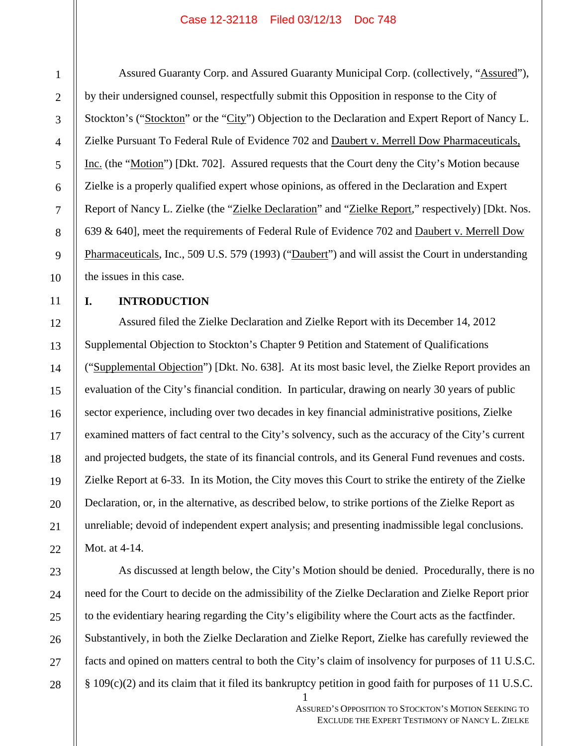Assured Guaranty Corp. and Assured Guaranty Municipal Corp. (collectively, "Assured"), by their undersigned counsel, respectfully submit this Opposition in response to the City of Stockton's ("Stockton" or the "City") Objection to the Declaration and Expert Report of Nancy L. Zielke Pursuant To Federal Rule of Evidence 702 and Daubert v. Merrell Dow Pharmaceuticals, Inc. (the "Motion") [Dkt. 702]. Assured requests that the Court deny the City's Motion because Zielke is a properly qualified expert whose opinions, as offered in the Declaration and Expert Report of Nancy L. Zielke (the "Zielke Declaration" and "Zielke Report," respectively) [Dkt. Nos. 639 & 640], meet the requirements of Federal Rule of Evidence 702 and Daubert v. Merrell Dow Pharmaceuticals, Inc., 509 U.S. 579 (1993) ("Daubert") and will assist the Court in understanding the issues in this case.

## I. INTRODUCTION

Assured filed the Zielke Declaration and Zielke Report with its December 14, 2012 Supplemental Objection to Stockton's Chapter 9 Petition and Statement of Qualifications ("Supplemental Objection") [Dkt. No. 638]. At its most basic level, the Zielke Report provides an evaluation of the City's financial condition. In particular, drawing on nearly 30 years of public sector experience, including over two decades in key financial administrative positions, Zielke examined matters of fact central to the City's solvency, such as the accuracy of the City's current and projected budgets, the state of its financial controls, and its General Fund revenues and costs. Zielke Report at 6-33. In its Motion, the City moves this Court to strike the entirety of the Zielke Declaration, or, in the alternative, as described below, to strike portions of the Zielke Report as unreliable; devoid of independent expert analysis; and presenting inadmissible legal conclusions. Mot. at 4-14.

As discussed at length below, the City's Motion should be denied. Procedurally, there is no need for the Court to decide on the admissibility of the Zielke Declaration and Zielke Report prior to the evidentiary hearing regarding the City's eligibility where the Court acts as the factfinder. Substantively, in both the Zielke Declaration and Zielke Report, Zielke has carefully reviewed the facts and opined on matters central to both the City's claim of insolvency for purposes of 11 U.S.C. § 109(c)(2) and its claim that it filed its bankruptcy petition in good faith for purposes of 11 U.S.C.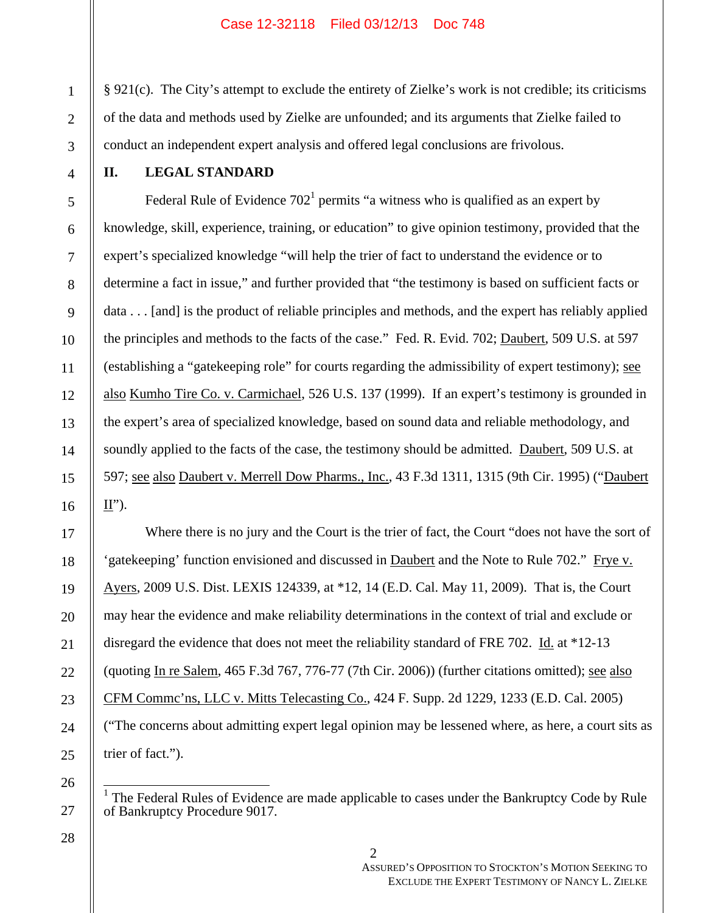§ 921(c). The City's attempt to exclude the entirety of Zielke's work is not credible; its criticisms of the data and methods used by Zielke are unfounded; and its arguments that Zielke failed to conduct an independent expert analysis and offered legal conclusions are frivolous.

## II. LEGAL STANDARD

Federal Rule of Evidence 702[1] permits "a witness who is qualified as an expert by knowledge, skill, experience, training, or education" to give opinion testimony, provided that the expert's specialized knowledge "will help the trier of fact to understand the evidence or to determine a fact in issue," and further provided that "the testimony is based on sufficient facts or data . . . [and] is the product of reliable principles and methods, and the expert has reliably applied the principles and methods to the facts of the case." Fed. R. Evid. 702; Daubert, 509 U.S. at 597 (establishing a "gatekeeping role" for courts regarding the admissibility of expert testimony); see also Kumho Tire Co. v. Carmichael, 526 U.S. 137 (1999). If an expert's testimony is grounded in the expert's area of specialized knowledge, based on sound data and reliable methodology, and soundly applied to the facts of the case, the testimony should be admitted. Daubert, 509 U.S. at 597; see also Daubert v. Merrell Dow Pharms., Inc., 43 F.3d 1311, 1315 (9th Cir. 1995) ("Daubert II").

Where there is no jury and the Court is the trier of fact, the Court "does not have the sort of 'gatekeeping' function envisioned and discussed in Daubert and the Note to Rule 702." Frye v. Ayers, 2009 U.S. Dist. LEXIS 124339, at *12, 14 (E.D. Cal. May 11, 2009). That is, the Court may hear the evidence and make reliability determinations in the context of trial and exclude or disregard the evidence that does not meet the reliability standard of FRE 702. Id. at *12-13 (quoting In re Salem, 465 F.3d 767, 776-77 (7th Cir. 2006)) (further citations omitted); see also CFM Commc'ns, LLC v. Mitts Telecasting Co., 424 F. Supp. 2d 1229, 1233 (E.D. Cal. 2005) ("The concerns about admitting expert legal opinion may be lessened where, as here, a court sits as trier of fact.").

---

[1] The Federal Rules of Evidence are made applicable to cases under the Bankruptcy Code by Rule of Bankruptcy Procedure 9017.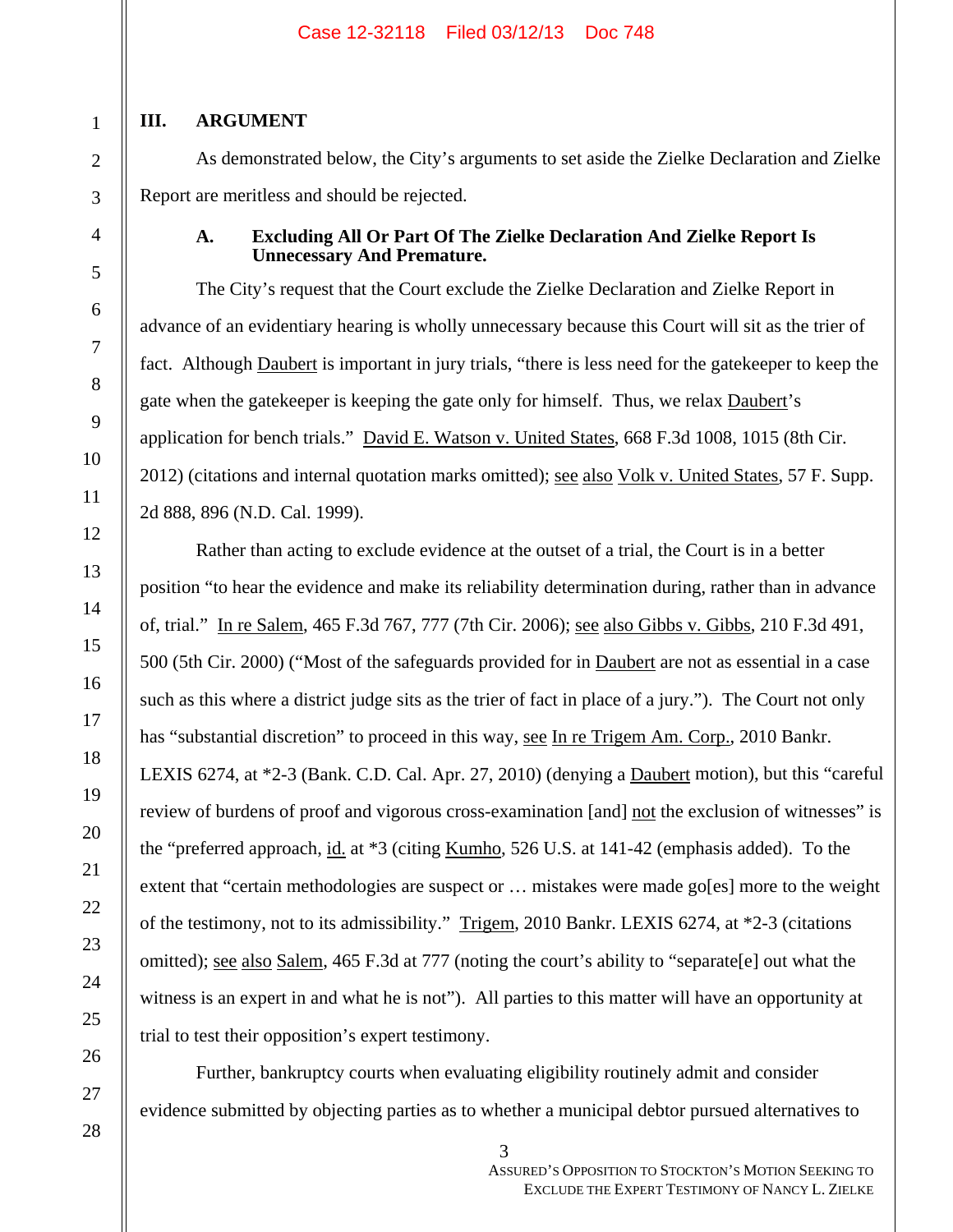## III. ARGUMENT

As demonstrated below, the City's arguments to set aside the Zielke Declaration and Zielke Report are meritless and should be rejected.

### A. Excluding All Or Part Of The Zielke Declaration And Zielke Report Is Unnecessary And Premature.

The City's request that the Court exclude the Zielke Declaration and Zielke Report in advance of an evidentiary hearing is wholly unnecessary because this Court will sit as the trier of fact. Although Daubert is important in jury trials, "there is less need for the gatekeeper to keep the gate when the gatekeeper is keeping the gate only for himself. Thus, we relax Daubert's application for bench trials." David E. Watson v. United States, 668 F.3d 1008, 1015 (8th Cir. 2012) (citations and internal quotation marks omitted); see also Volk v. United States, 57 F. Supp. 2d 888, 896 (N.D. Cal. 1999).

Rather than acting to exclude evidence at the outset of a trial, the Court is in a better position "to hear the evidence and make its reliability determination during, rather than in advance of, trial." In re Salem, 465 F.3d 767, 777 (7th Cir. 2006); see also Gibbs v. Gibbs, 210 F.3d 491, 500 (5th Cir. 2000) ("Most of the safeguards provided for in Daubert are not as essential in a case such as this where a district judge sits as the trier of fact in place of a jury."). The Court not only has "substantial discretion" to proceed in this way, see In re Trigem Am. Corp., 2010 Bankr. LEXIS 6274, at *2-3 (Bank. C.D. Cal. Apr. 27, 2010) (denying a Daubert motion), but this "careful review of burdens of proof and vigorous cross-examination [and] not the exclusion of witnesses" is the "preferred approach, id. at *3 (citing Kumho, 526 U.S. at 141-42 (emphasis added). To the extent that "certain methodologies are suspect or … mistakes were made go[es] more to the weight of the testimony, not to its admissibility." Trigem, 2010 Bankr. LEXIS 6274, at *2-3 (citations omitted); see also Salem, 465 F.3d at 777 (noting the court's ability to "separate[e] out what the witness is an expert in and what he is not"). All parties to this matter will have an opportunity at trial to test their opposition's expert testimony.

Further, bankruptcy courts when evaluating eligibility routinely admit and consider evidence submitted by objecting parties as to whether a municipal debtor pursued alternatives to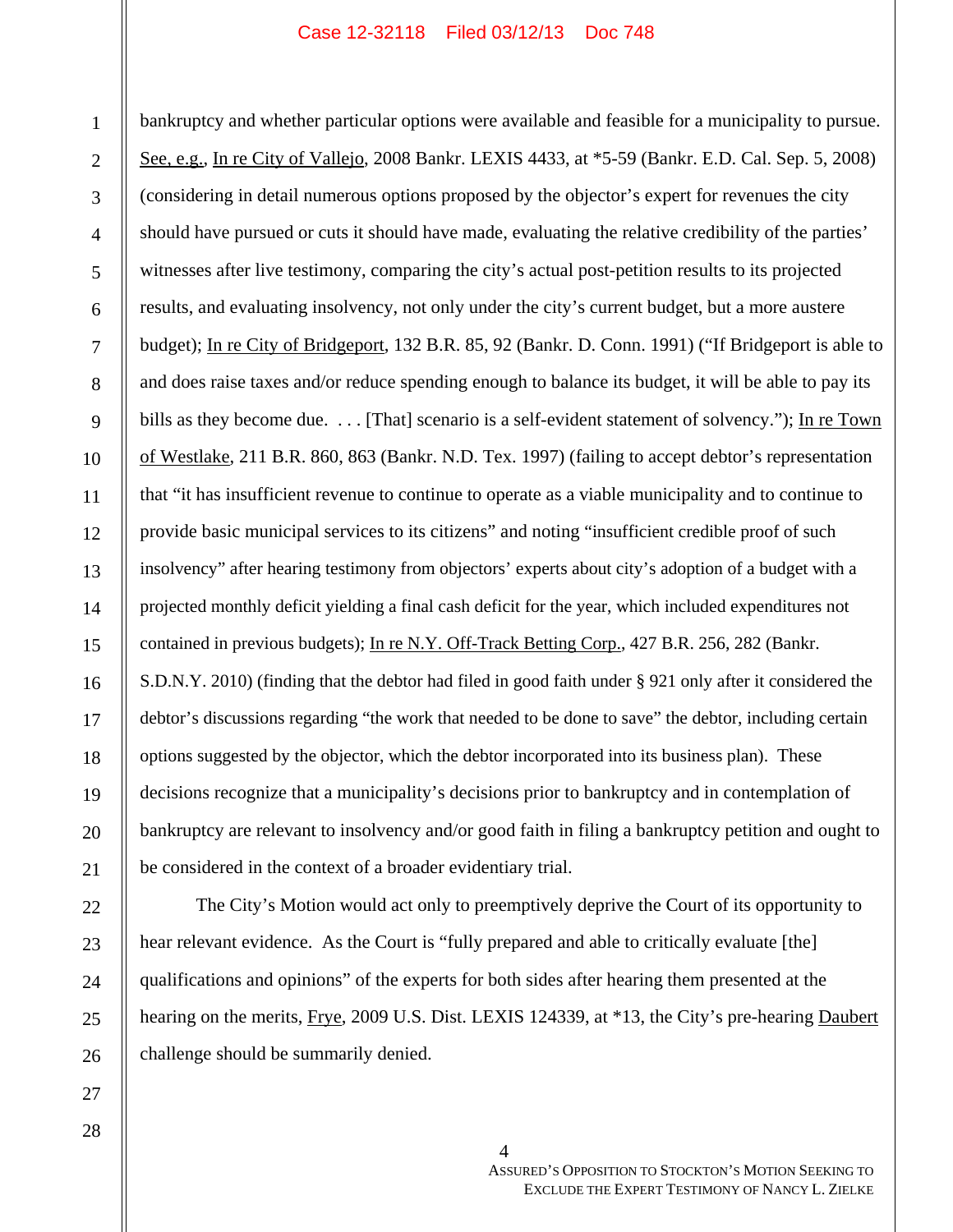bankruptcy and whether particular options were available and feasible for a municipality to pursue. See, e.g., In re City of Vallejo, 2008 Bankr. LEXIS 4433, at *5-59 (Bankr. E.D. Cal. Sep. 5, 2008) (considering in detail numerous options proposed by the objector's expert for revenues the city should have pursued or cuts it should have made, evaluating the relative credibility of the parties' witnesses after live testimony, comparing the city's actual post-petition results to its projected results, and evaluating insolvency, not only under the city's current budget, but a more austere budget); In re City of Bridgeport, 132 B.R. 85, 92 (Bankr. D. Conn. 1991) ("If Bridgeport is able to and does raise taxes and/or reduce spending enough to balance its budget, it will be able to pay its bills as they become due. . . . [That] scenario is a self-evident statement of solvency."); In re Town of Westlake, 211 B.R. 860, 863 (Bankr. N.D. Tex. 1997) (failing to accept debtor's representation that "it has insufficient revenue to continue to operate as a viable municipality and to continue to provide basic municipal services to its citizens" and noting "insufficient credible proof of such insolvency" after hearing testimony from objectors' experts about city's adoption of a budget with a projected monthly deficit yielding a final cash deficit for the year, which included expenditures not contained in previous budgets); In re N.Y. Off-Track Betting Corp., 427 B.R. 256, 282 (Bankr. S.D.N.Y. 2010) (finding that the debtor had filed in good faith under § 921 only after it considered the debtor's discussions regarding "the work that needed to be done to save" the debtor, including certain options suggested by the objector, which the debtor incorporated into its business plan). These decisions recognize that a municipality's decisions prior to bankruptcy and in contemplation of bankruptcy are relevant to insolvency and/or good faith in filing a bankruptcy petition and ought to be considered in the context of a broader evidentiary trial.

The City's Motion would act only to preemptively deprive the Court of its opportunity to hear relevant evidence. As the Court is "fully prepared and able to critically evaluate [the] qualifications and opinions" of the experts for both sides after hearing them presented at the hearing on the merits, Frye, 2009 U.S. Dist. LEXIS 124339, at *13, the City's pre-hearing Daubert challenge should be summarily denied.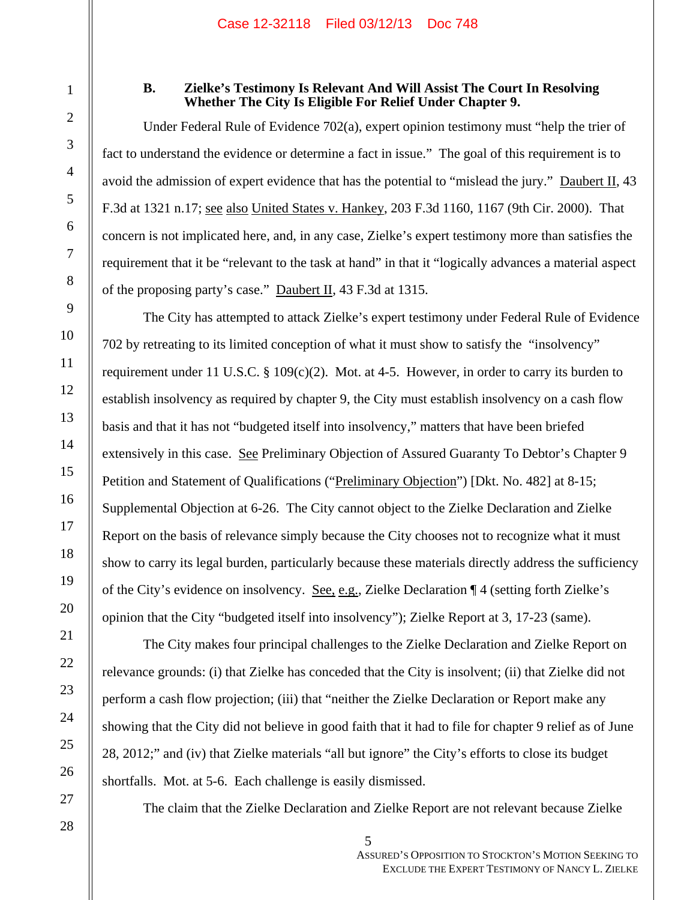### B. Zielke's Testimony Is Relevant And Will Assist The Court In Resolving Whether The City Is Eligible For Relief Under Chapter 9.

Under Federal Rule of Evidence 702(a), expert opinion testimony must "help the trier of fact to understand the evidence or determine a fact in issue." The goal of this requirement is to avoid the admission of expert evidence that has the potential to "mislead the jury." Daubert II, 43 F.3d at 1321 n.17; see also United States v. Hankey, 203 F.3d 1160, 1167 (9th Cir. 2000). That concern is not implicated here, and, in any case, Zielke's expert testimony more than satisfies the requirement that it be "relevant to the task at hand" in that it "logically advances a material aspect of the proposing party's case." Daubert II, 43 F.3d at 1315.

The City has attempted to attack Zielke's expert testimony under Federal Rule of Evidence 702 by retreating to its limited conception of what it must show to satisfy the "insolvency" requirement under 11 U.S.C. § 109(c)(2). Mot. at 4-5. However, in order to carry its burden to establish insolvency as required by chapter 9, the City must establish insolvency on a cash flow basis and that it has not "budgeted itself into insolvency," matters that have been briefed extensively in this case. See Preliminary Objection of Assured Guaranty To Debtor's Chapter 9 Petition and Statement of Qualifications ("Preliminary Objection") [Dkt. No. 482] at 8-15; Supplemental Objection at 6-26. The City cannot object to the Zielke Declaration and Zielke Report on the basis of relevance simply because the City chooses not to recognize what it must show to carry its legal burden, particularly because these materials directly address the sufficiency of the City's evidence on insolvency. See, e.g., Zielke Declaration ¶ 4 (setting forth Zielke's opinion that the City "budgeted itself into insolvency"); Zielke Report at 3, 17-23 (same).

The City makes four principal challenges to the Zielke Declaration and Zielke Report on relevance grounds: (i) that Zielke has conceded that the City is insolvent; (ii) that Zielke did not perform a cash flow projection; (iii) that "neither the Zielke Declaration or Report make any showing that the City did not believe in good faith that it had to file for chapter 9 relief as of June 28, 2012;" and (iv) that Zielke materials "all but ignore" the City's efforts to close its budget shortfalls. Mot. at 5-6. Each challenge is easily dismissed.

The claim that the Zielke Declaration and Zielke Report are not relevant because Zielke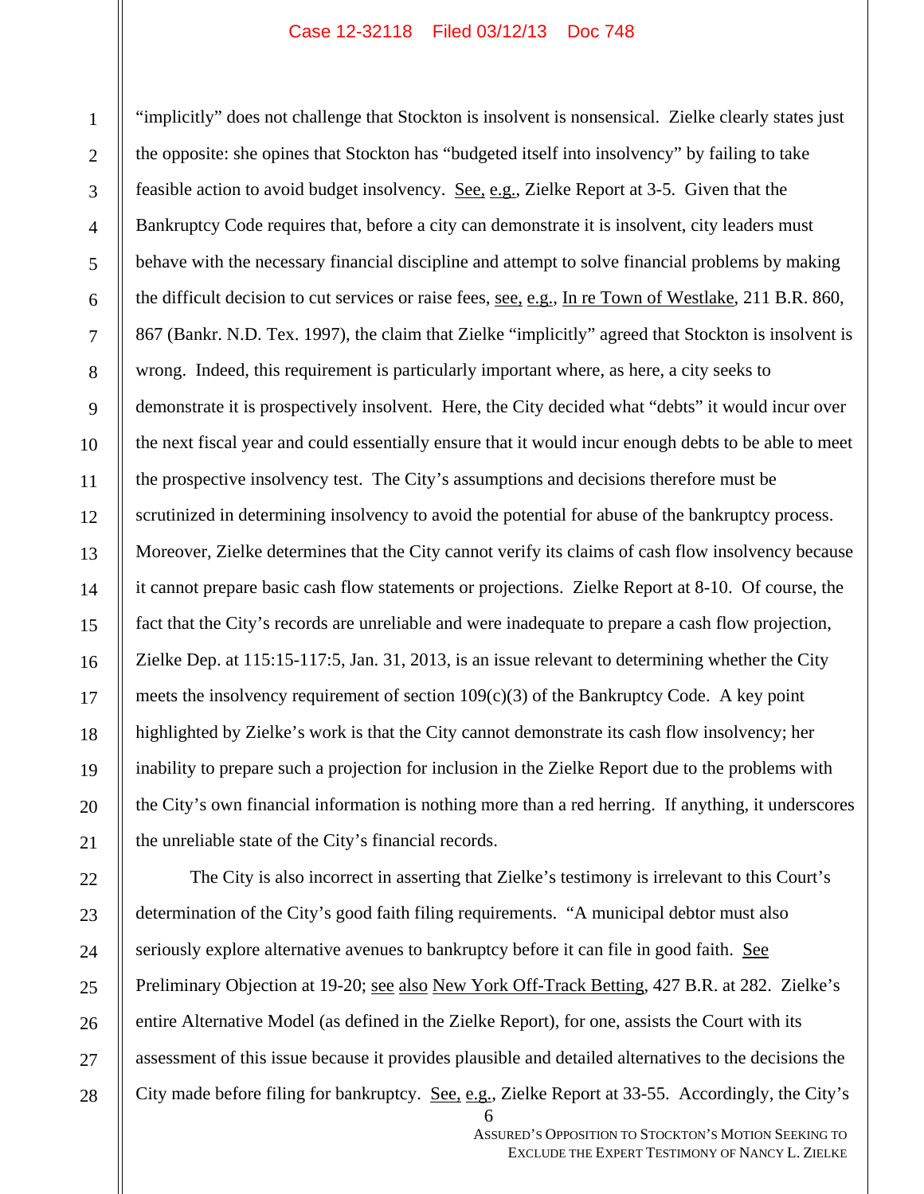"implicitly" does not challenge that Stockton is insolvent is nonsensical. Zielke clearly states just the opposite: she opines that Stockton has "budgeted itself into insolvency" by failing to take feasible action to avoid budget insolvency. See, e.g., Zielke Report at 3-5. Given that the Bankruptcy Code requires that, before a city can demonstrate it is insolvent, city leaders must behave with the necessary financial discipline and attempt to solve financial problems by making the difficult decision to cut services or raise fees, see, e.g., In re Town of Westlake, 211 B.R. 860, 867 (Bankr. N.D. Tex. 1997), the claim that Zielke "implicitly" agreed that Stockton is insolvent is wrong. Indeed, this requirement is particularly important where, as here, a city seeks to demonstrate it is prospectively insolvent. Here, the City decided what "debts" it would incur over the next fiscal year and could essentially ensure that it would incur enough debts to be able to meet the prospective insolvency test. The City's assumptions and decisions therefore must be scrutinized in determining insolvency to avoid the potential for abuse of the bankruptcy process. Moreover, Zielke determines that the City cannot verify its claims of cash flow insolvency because it cannot prepare basic cash flow statements or projections. Zielke Report at 8-10. Of course, the fact that the City's records are unreliable and were inadequate to prepare a cash flow projection, Zielke Dep. at 115:15-117:5, Jan. 31, 2013, is an issue relevant to determining whether the City meets the insolvency requirement of section 109(c)(3) of the Bankruptcy Code. A key point highlighted by Zielke's work is that the City cannot demonstrate its cash flow insolvency; her inability to prepare such a projection for inclusion in the Zielke Report due to the problems with the City's own financial information is nothing more than a red herring. If anything, it underscores the unreliable state of the City's financial records.

The City is also incorrect in asserting that Zielke's testimony is irrelevant to this Court's determination of the City's good faith filing requirements. "A municipal debtor must also seriously explore alternative avenues to bankruptcy before it can file in good faith. See Preliminary Objection at 19-20; see also New York Off-Track Betting, 427 B.R. at 282. Zielke's entire Alternative Model (as defined in the Zielke Report), for one, assists the Court with its assessment of this issue because it provides plausible and detailed alternatives to the decisions the City made before filing for bankruptcy. See, e.g., Zielke Report at 33-55. Accordingly, the City's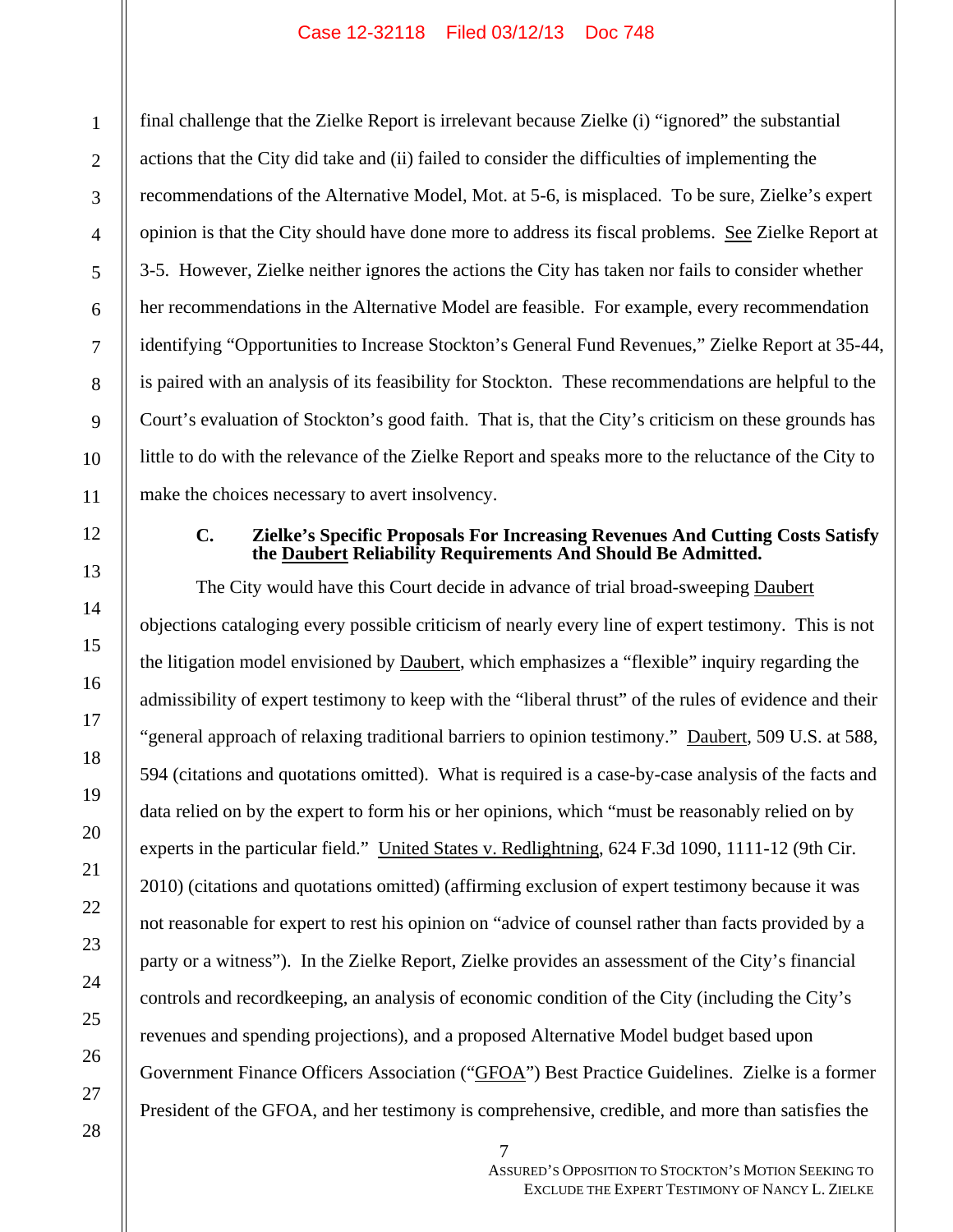final challenge that the Zielke Report is irrelevant because Zielke (i) "ignored" the substantial actions that the City did take and (ii) failed to consider the difficulties of implementing the recommendations of the Alternative Model, Mot. at 5-6, is misplaced. To be sure, Zielke's expert opinion is that the City should have done more to address its fiscal problems. See Zielke Report at 3-5. However, Zielke neither ignores the actions the City has taken nor fails to consider whether her recommendations in the Alternative Model are feasible. For example, every recommendation identifying "Opportunities to Increase Stockton's General Fund Revenues," Zielke Report at 35-44, is paired with an analysis of its feasibility for Stockton. These recommendations are helpful to the Court's evaluation of Stockton's good faith. That is, that the City's criticism on these grounds has little to do with the relevance of the Zielke Report and speaks more to the reluctance of the City to make the choices necessary to avert insolvency.

### C. Zielke's Specific Proposals For Increasing Revenues And Cutting Costs Satisfy the Daubert Reliability Requirements And Should Be Admitted.

The City would have this Court decide in advance of trial broad-sweeping Daubert objections cataloging every possible criticism of nearly every line of expert testimony. This is not the litigation model envisioned by Daubert, which emphasizes a "flexible" inquiry regarding the admissibility of expert testimony to keep with the "liberal thrust" of the rules of evidence and their "general approach of relaxing traditional barriers to opinion testimony." Daubert, 509 U.S. at 588, 594 (citations and quotations omitted). What is required is a case-by-case analysis of the facts and data relied on by the expert to form his or her opinions, which "must be reasonably relied on by experts in the particular field." United States v. Redlightning, 624 F.3d 1090, 1111-12 (9th Cir. 2010) (citations and quotations omitted) (affirming exclusion of expert testimony because it was not reasonable for expert to rest his opinion on "advice of counsel rather than facts provided by a party or a witness"). In the Zielke Report, Zielke provides an assessment of the City's financial controls and recordkeeping, an analysis of economic condition of the City (including the City's revenues and spending projections), and a proposed Alternative Model budget based upon Government Finance Officers Association ("GFOA") Best Practice Guidelines. Zielke is a former President of the GFOA, and her testimony is comprehensive, credible, and more than satisfies the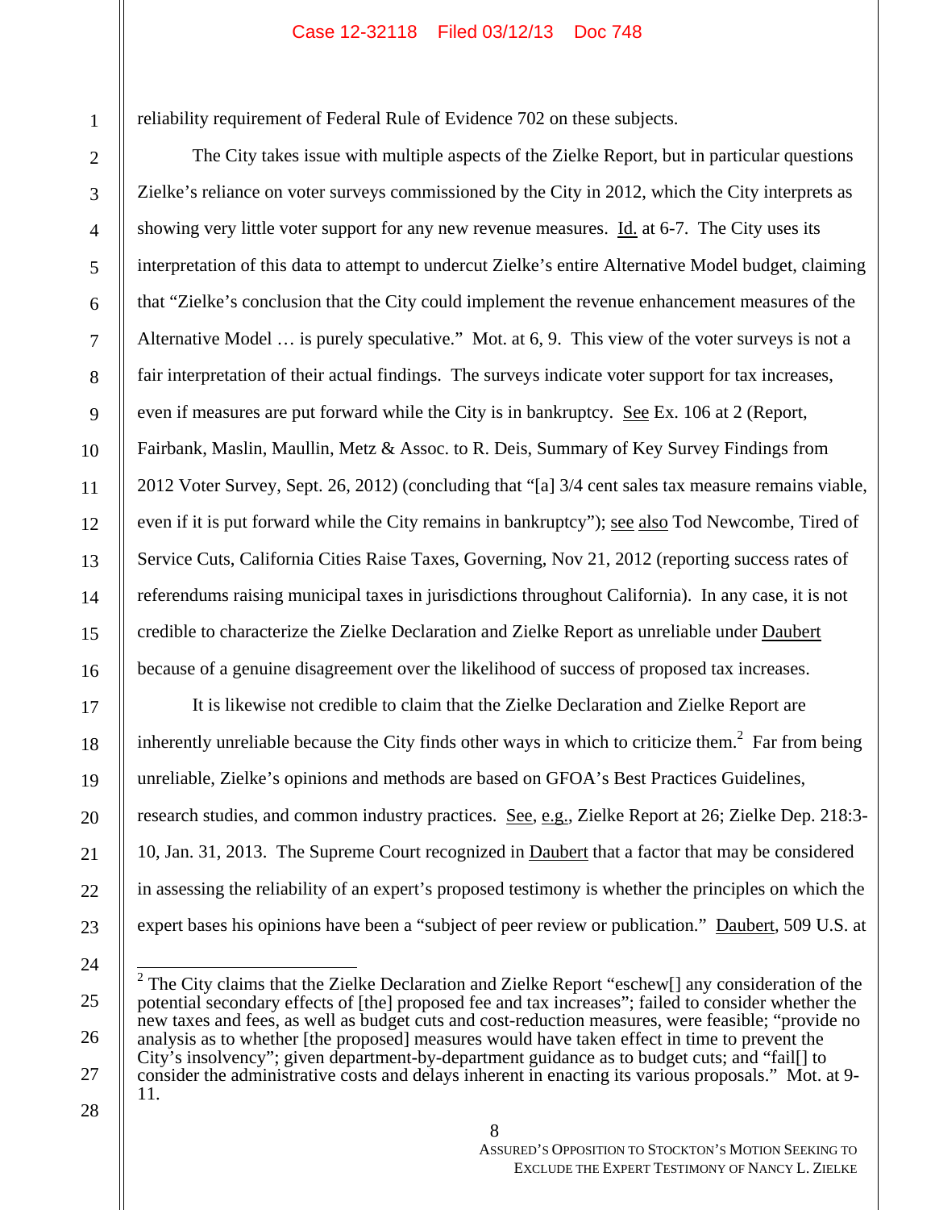reliability requirement of Federal Rule of Evidence 702 on these subjects.

The City takes issue with multiple aspects of the Zielke Report, but in particular questions Zielke's reliance on voter surveys commissioned by the City in 2012, which the City interprets as showing very little voter support for any new revenue measures. Id. at 6-7. The City uses its interpretation of this data to attempt to undercut Zielke's entire Alternative Model budget, claiming that "Zielke's conclusion that the City could implement the revenue enhancement measures of the Alternative Model … is purely speculative." Mot. at 6, 9. This view of the voter surveys is not a fair interpretation of their actual findings. The surveys indicate voter support for tax increases, even if measures are put forward while the City is in bankruptcy. See Ex. 106 at 2 (Report, Fairbank, Maslin, Maullin, Metz & Assoc. to R. Deis, Summary of Key Survey Findings from 2012 Voter Survey, Sept. 26, 2012) (concluding that "[a] 3/4 cent sales tax measure remains viable, even if it is put forward while the City remains in bankruptcy"); see also Tod Newcombe, Tired of Service Cuts, California Cities Raise Taxes, Governing, Nov 21, 2012 (reporting success rates of referendums raising municipal taxes in jurisdictions throughout California). In any case, it is not credible to characterize the Zielke Declaration and Zielke Report as unreliable under Daubert because of a genuine disagreement over the likelihood of success of proposed tax increases.

It is likewise not credible to claim that the Zielke Declaration and Zielke Report are inherently unreliable because the City finds other ways in which to criticize them.[2] Far from being unreliable, Zielke's opinions and methods are based on GFOA's Best Practices Guidelines, research studies, and common industry practices. See, e.g., Zielke Report at 26; Zielke Dep. 218:3-10, Jan. 31, 2013. The Supreme Court recognized in Daubert that a factor that may be considered in assessing the reliability of an expert's proposed testimony is whether the principles on which the expert bases his opinions have been a "subject of peer review or publication." Daubert, 509 U.S. at

---

[2] The City claims that the Zielke Declaration and Zielke Report "eschew[] any consideration of the potential secondary effects of [the] proposed fee and tax increases"; failed to consider whether the new taxes and fees, as well as budget cuts and cost-reduction measures, were feasible; "provide no analysis as to whether [the proposed] measures would have taken effect in time to prevent the City's insolvency"; given department-by-department guidance as to budget cuts; and "fail[] to consider the administrative costs and delays inherent in enacting its various proposals." Mot. at 9-11.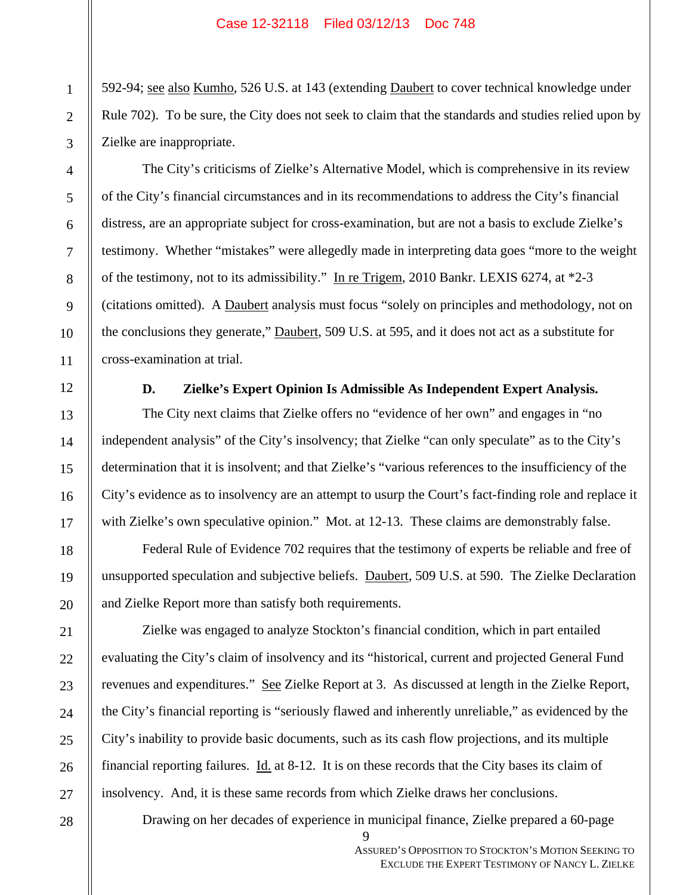592-94; see also Kumho, 526 U.S. at 143 (extending Daubert to cover technical knowledge under Rule 702). To be sure, the City does not seek to claim that the standards and studies relied upon by Zielke are inappropriate.

The City's criticisms of Zielke's Alternative Model, which is comprehensive in its review of the City's financial circumstances and in its recommendations to address the City's financial distress, are an appropriate subject for cross-examination, but are not a basis to exclude Zielke's testimony. Whether "mistakes" were allegedly made in interpreting data goes "more to the weight of the testimony, not to its admissibility." In re Trigem, 2010 Bankr. LEXIS 6274, at *2-3 (citations omitted). A Daubert analysis must focus "solely on principles and methodology, not on the conclusions they generate," Daubert, 509 U.S. at 595, and it does not act as a substitute for cross-examination at trial.

### D. Zielke's Expert Opinion Is Admissible As Independent Expert Analysis.

The City next claims that Zielke offers no "evidence of her own" and engages in "no independent analysis" of the City's insolvency; that Zielke "can only speculate" as to the City's determination that it is insolvent; and that Zielke's "various references to the insufficiency of the City's evidence as to insolvency are an attempt to usurp the Court's fact-finding role and replace it with Zielke's own speculative opinion." Mot. at 12-13. These claims are demonstrably false.

Federal Rule of Evidence 702 requires that the testimony of experts be reliable and free of unsupported speculation and subjective beliefs. Daubert, 509 U.S. at 590. The Zielke Declaration and Zielke Report more than satisfy both requirements.

Zielke was engaged to analyze Stockton's financial condition, which in part entailed evaluating the City's claim of insolvency and its "historical, current and projected General Fund revenues and expenditures." See Zielke Report at 3. As discussed at length in the Zielke Report, the City's financial reporting is "seriously flawed and inherently unreliable," as evidenced by the City's inability to provide basic documents, such as its cash flow projections, and its multiple financial reporting failures. Id. at 8-12. It is on these records that the City bases its claim of insolvency. And, it is these same records from which Zielke draws her conclusions.

Drawing on her decades of experience in municipal finance, Zielke prepared a 60-page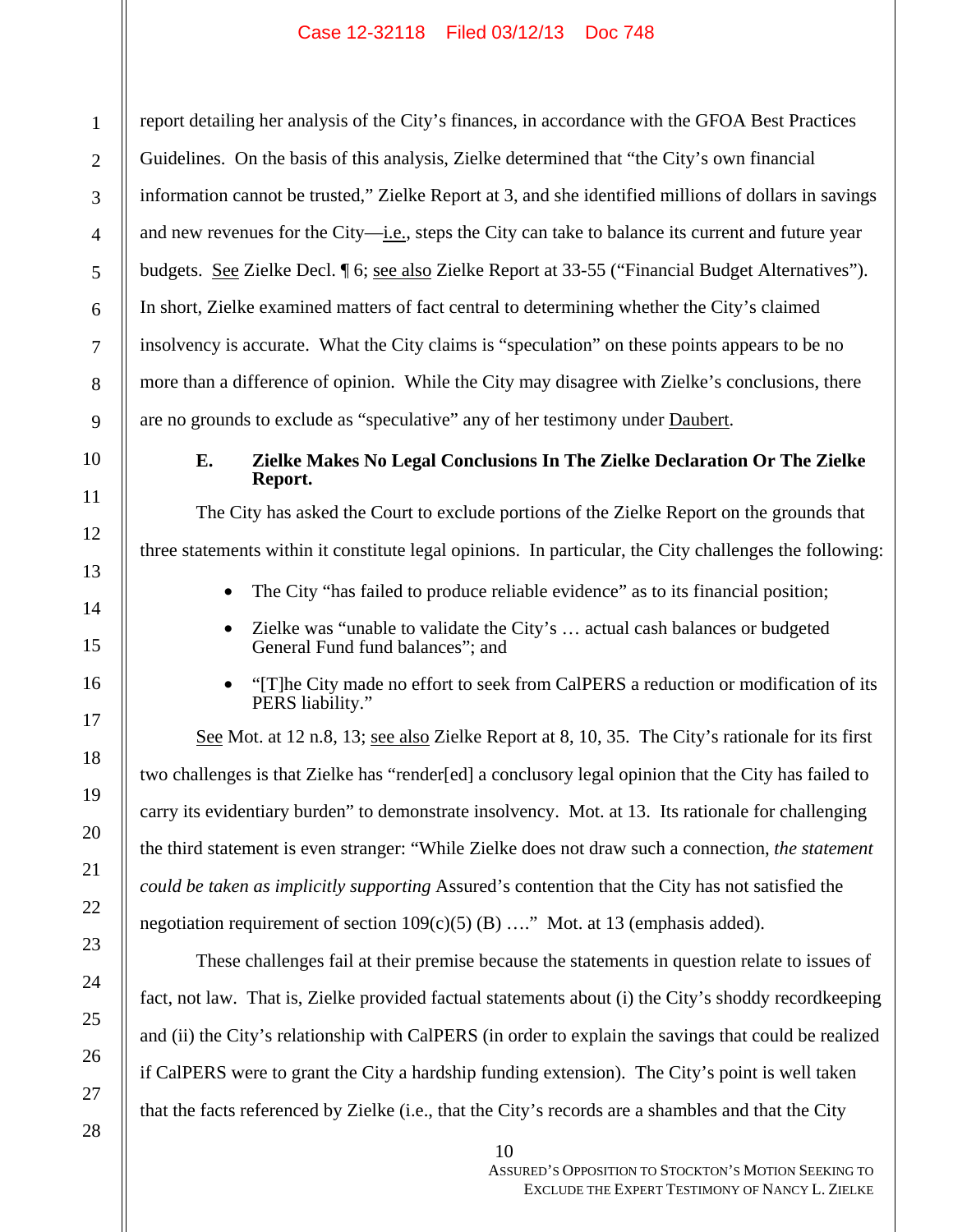report detailing her analysis of the City's finances, in accordance with the GFOA Best Practices Guidelines. On the basis of this analysis, Zielke determined that "the City's own financial information cannot be trusted," Zielke Report at 3, and she identified millions of dollars in savings and new revenues for the City—i.e., steps the City can take to balance its current and future year budgets. See Zielke Decl. ¶ 6; see also Zielke Report at 33-55 ("Financial Budget Alternatives"). In short, Zielke examined matters of fact central to determining whether the City's claimed insolvency is accurate. What the City claims is "speculation" on these points appears to be no more than a difference of opinion. While the City may disagree with Zielke's conclusions, there are no grounds to exclude as "speculative" any of her testimony under Daubert.

**E. Zielke Makes No Legal Conclusions In The Zielke Declaration Or The Zielke Report.**

The City has asked the Court to exclude portions of the Zielke Report on the grounds that three statements within it constitute legal opinions. In particular, the City challenges the following:

- The City "has failed to produce reliable evidence" as to its financial position;
- Zielke was "unable to validate the City's … actual cash balances or budgeted General Fund fund balances"; and
- "[T]he City made no effort to seek from CalPERS a reduction or modification of its PERS liability."

See Mot. at 12 n.8, 13; see also Zielke Report at 8, 10, 35. The City's rationale for its first two challenges is that Zielke has "render[ed] a conclusory legal opinion that the City has failed to carry its evidentiary burden" to demonstrate insolvency. Mot. at 13. Its rationale for challenging the third statement is even stranger: "While Zielke does not draw such a connection, *the statement could be taken as implicitly supporting* Assured's contention that the City has not satisfied the negotiation requirement of section 109(c)(5) (B) …." Mot. at 13 (emphasis added).

These challenges fail at their premise because the statements in question relate to issues of fact, not law. That is, Zielke provided factual statements about (i) the City's shoddy recordkeeping and (ii) the City's relationship with CalPERS (in order to explain the savings that could be realized if CalPERS were to grant the City a hardship funding extension). The City's point is well taken that the facts referenced by Zielke (i.e., that the City's records are a shambles and that the City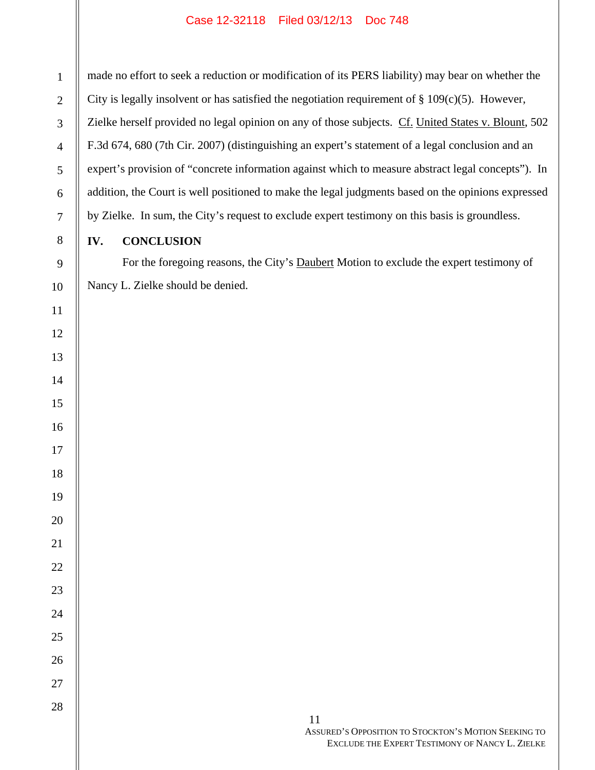made no effort to seek a reduction or modification of its PERS liability) may bear on whether the City is legally insolvent or has satisfied the negotiation requirement of § 109(c)(5). However, Zielke herself provided no legal opinion on any of those subjects. Cf. United States v. Blount, 502 F.3d 674, 680 (7th Cir. 2007) (distinguishing an expert's statement of a legal conclusion and an expert's provision of "concrete information against which to measure abstract legal concepts"). In addition, the Court is well positioned to make the legal judgments based on the opinions expressed by Zielke. In sum, the City's request to exclude expert testimony on this basis is groundless.

## IV. CONCLUSION

For the foregoing reasons, the City's Daubert Motion to exclude the expert testimony of Nancy L. Zielke should be denied.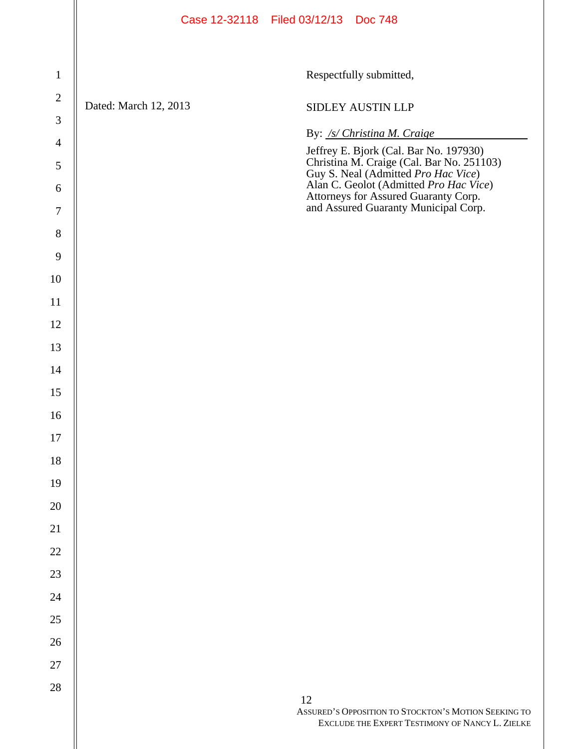Respectfully submitted,

Dated: March 12, 2013

SIDLEY AUSTIN LLP

By: */s/ Christina M. Craige*

Jeffrey E. Bjork (Cal. Bar No. 197930)
Christina M. Craige (Cal. Bar No. 251103)
Guy S. Neal (Admitted *Pro Hac Vice*)
Alan C. Geolot (Admitted *Pro Hac Vice*)
Attorneys for Assured Guaranty Corp.
and Assured Guaranty Municipal Corp.